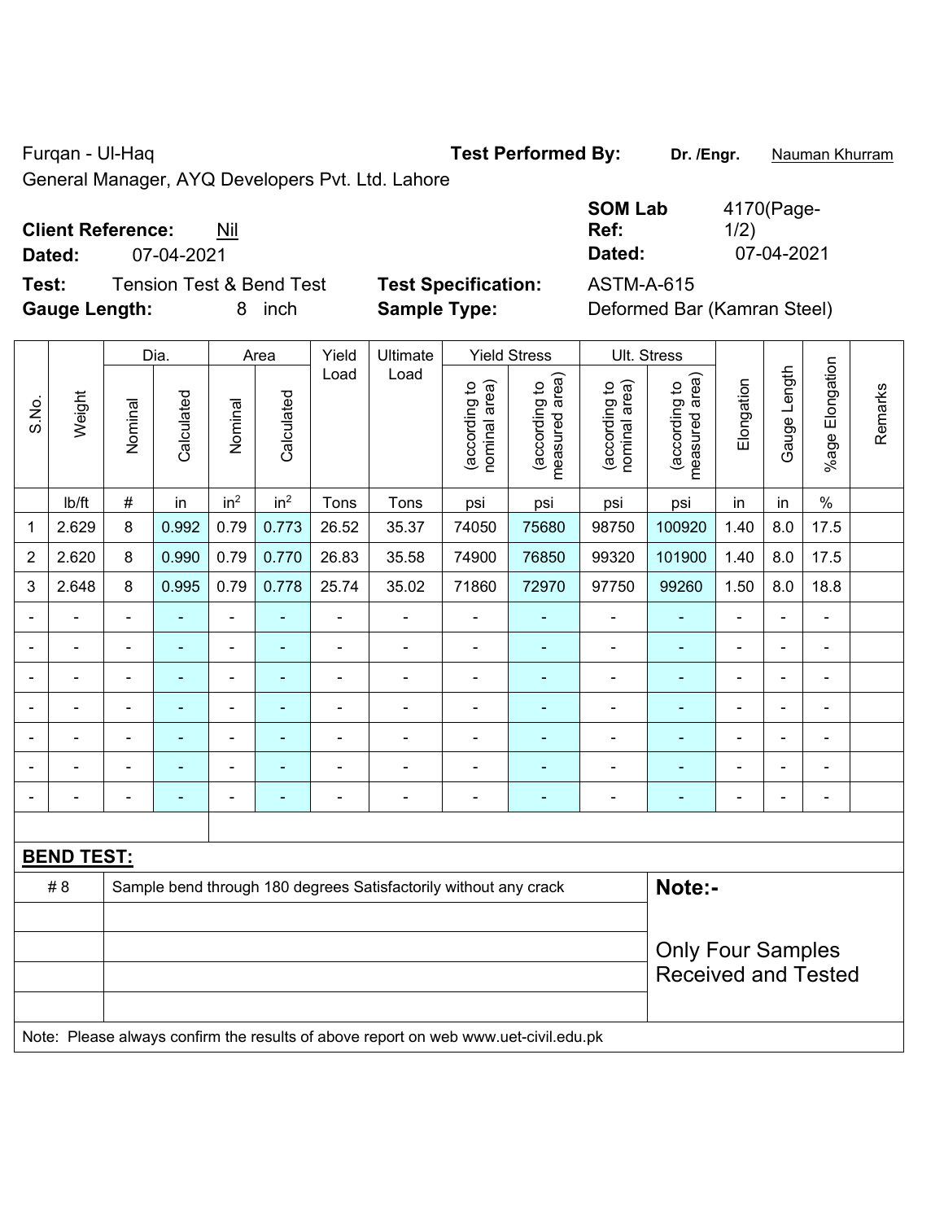Furqan - Ul-Haq

General Manager, AYQ Developers Pvt. Ltd. Lahore

**Test Performed By:** **Dr. /Engr.** Nauman Khurram

**Client Reference:** Nil

**Dated:** 07-04-2021

**SOM Lab Ref:** 4170(Page-1/2)

**Dated:** 07-04-2021

**Test:** Tension Test & Bend Test

**Test Specification:** ASTM-A-615

**Gauge Length:** 8 inch

**Sample Type:** Deformed Bar (Kamran Steel)

| S.No. | Weight | Dia. | | Area | | Yield Load | Ultimate Load | Yield Stress | | Ult. Stress | | Elongation | Gauge Length | %age Elongation | Remarks |
|---|---|---|---|---|---|---|---|---|---|---|---|---|---|---|---|
| | | Nominal | Calculated | Nominal | Calculated | | | (according to nominal area) | (according to measured area) | (according to nominal area) | (according to measured area) | | | | |
| | lb/ft | # | in | $in^2$ | $in^2$ | Tons | Tons | psi | psi | psi | psi | in | in | % | |
| 1 | 2.629 | 8 | 0.992 | 0.79 | 0.773 | 26.52 | 35.37 | 74050 | 75680 | 98750 | 100920 | 1.40 | 8.0 | 17.5 | |
| 2 | 2.620 | 8 | 0.990 | 0.79 | 0.770 | 26.83 | 35.58 | 74900 | 76850 | 99320 | 101900 | 1.40 | 8.0 | 17.5 | |
| 3 | 2.648 | 8 | 0.995 | 0.79 | 0.778 | 25.74 | 35.02 | 71860 | 72970 | 97750 | 99260 | 1.50 | 8.0 | 18.8 | |
| - | - | - | - | - | - | - | - | - | - | - | - | - | - | - | |
| - | - | - | - | - | - | - | - | - | - | - | - | - | - | - | |
| - | - | - | - | - | - | - | - | - | - | - | - | - | - | - | |
| - | - | - | - | - | - | - | - | - | - | - | - | - | - | - | |
| - | - | - | - | - | - | - | - | - | - | - | - | - | - | - | |
| - | - | - | - | - | - | - | - | - | - | - | - | - | - | - | |
| - | - | - | - | - | - | - | - | - | - | - | - | - | - | - | |

**BEND TEST:**

| | |
|---|---|
| # 8 | Sample bend through 180 degrees Satisfactorily without any crack |

**Note:-**

Only Four Samples Received and Tested

Note: Please always confirm the results of above report on web www.uet-civil.edu.pk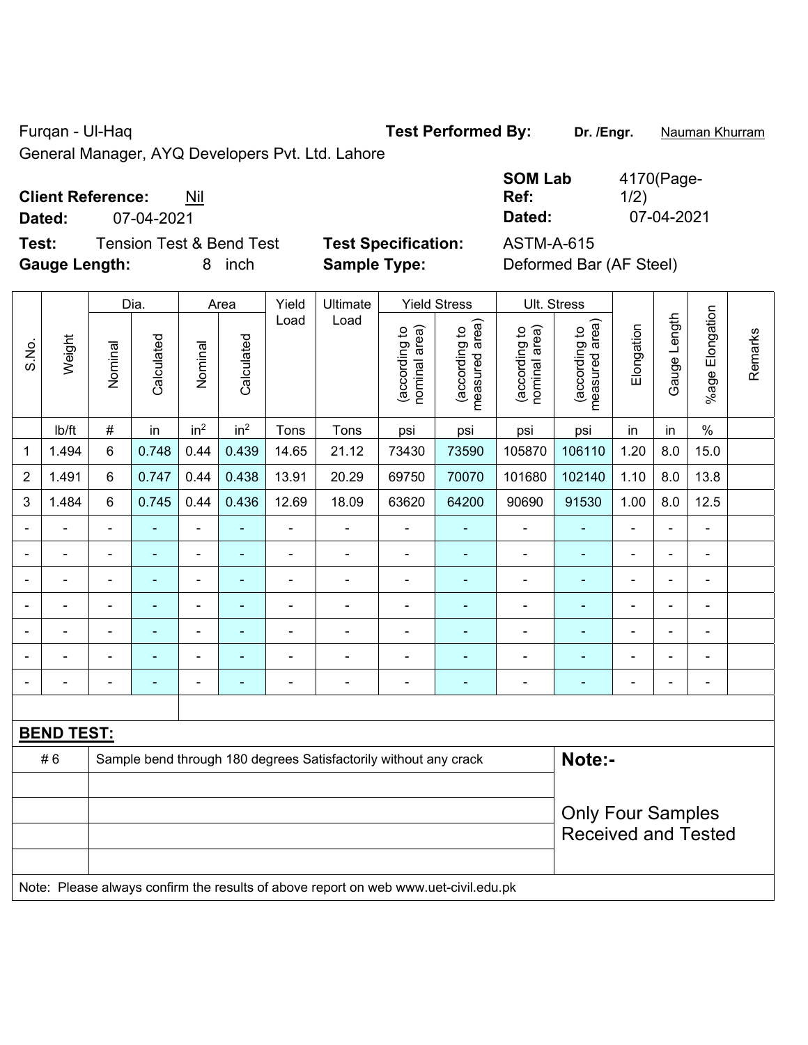Furqan - Ul-Haq

General Manager, AYQ Developers Pvt. Ltd. Lahore

**Test Performed By:** Dr. /Engr. Nauman Khurram

**Client Reference:** Nil

**Dated:** 07-04-2021

**SOM Lab Ref:** 4170(Page-1/2)

**Dated:** 07-04-2021

**Test:** Tension Test & Bend Test

**Test Specification:** ASTM-A-615

**Gauge Length:** 8 inch

**Sample Type:** Deformed Bar (AF Steel)

| S.No. | Weight | Dia. | | Area | | Yield Load | Ultimate Load | Yield Stress | | Ult. Stress | | Elongation | Gauge Length | %age Elongation | Remarks |
|---|---|---|---|---|---|---|---|---|---|---|---|---|---|---|---|
| | | Nominal | Calculated | Nominal | Calculated | | | (according to nominal area) | (according to measured area) | (according to nominal area) | (according to measured area) | | | | |
| | lb/ft | # | in | $in^2$ | $in^2$ | Tons | Tons | psi | psi | psi | psi | in | in | % | |
| 1 | 1.494 | 6 | 0.748 | 0.44 | 0.439 | 14.65 | 21.12 | 73430 | 73590 | 105870 | 106110 | 1.20 | 8.0 | 15.0 | |
| 2 | 1.491 | 6 | 0.747 | 0.44 | 0.438 | 13.91 | 20.29 | 69750 | 70070 | 101680 | 102140 | 1.10 | 8.0 | 13.8 | |
| 3 | 1.484 | 6 | 0.745 | 0.44 | 0.436 | 12.69 | 18.09 | 63620 | 64200 | 90690 | 91530 | 1.00 | 8.0 | 12.5 | |
| - | - | - | - | - | - | - | - | - | - | - | - | - | - | - | |
| - | - | - | - | - | - | - | - | - | - | - | - | - | - | - | |
| - | - | - | - | - | - | - | - | - | - | - | - | - | - | - | |
| - | - | - | - | - | - | - | - | - | - | - | - | - | - | - | |
| - | - | - | - | - | - | - | - | - | - | - | - | - | - | - | |
| - | - | - | - | - | - | - | - | - | - | - | - | - | - | - | |
| - | - | - | - | - | - | - | - | - | - | - | - | - | - | - | |

**BEND TEST:**

| | |
|---|---|
| # 6 | Sample bend through 180 degrees Satisfactorily without any crack |

**Note:-**

Only Four Samples Received and Tested

Note: Please always confirm the results of above report on web www.uet-civil.edu.pk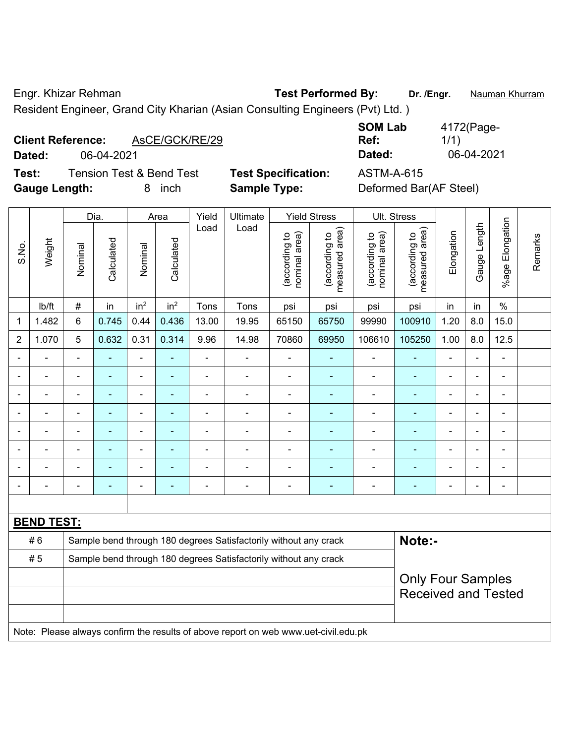Engr. Khizar Rehman

Resident Engineer, Grand City Kharian (Asian Consulting Engineers (Pvt) Ltd. )

**Test Performed By:** **Dr. /Engr.** Nauman Khurram

**Client Reference:** AsCE/GCK/RE/29

**Dated:** 06-04-2021

**SOM Lab Ref:** 4172(Page-1/1)

**Dated:** 06-04-2021

**Test:** Tension Test & Bend Test

**Gauge Length:** 8 inch

**Test Specification:** ASTM-A-615

**Sample Type:** Deformed Bar(AF Steel)

| S.No. | Weight | Dia. | | Area | | Yield Load | Ultimate Load | Yield Stress | | Ult. Stress | | Elongation | Gauge Length | %age Elongation | Remarks |
|---|---|---|---|---|---|---|---|---|---|---|---|---|---|---|---|
| | | Nominal | Calculated | Nominal | Calculated | | | (according to nominal area) | (according to measured area) | (according to nominal area) | (according to measured area) | | | | |
| | lb/ft | # | in | $in^2$ | $in^2$ | Tons | Tons | psi | psi | psi | psi | in | in | % | |
| 1 | 1.482 | 6 | 0.745 | 0.44 | 0.436 | 13.00 | 19.95 | 65150 | 65750 | 99990 | 100910 | 1.20 | 8.0 | 15.0 | |
| 2 | 1.070 | 5 | 0.632 | 0.31 | 0.314 | 9.96 | 14.98 | 70860 | 69950 | 106610 | 105250 | 1.00 | 8.0 | 12.5 | |
| - | - | - | - | - | - | - | - | - | - | - | - | - | - | - | |
| - | - | - | - | - | - | - | - | - | - | - | - | - | - | - | |
| - | - | - | - | - | - | - | - | - | - | - | - | - | - | - | |
| - | - | - | - | - | - | - | - | - | - | - | - | - | - | - | |
| - | - | - | - | - | - | - | - | - | - | - | - | - | - | - | |
| - | - | - | - | - | - | - | - | - | - | - | - | - | - | - | |
| - | - | - | - | - | - | - | - | - | - | - | - | - | - | - | |
| - | - | - | - | - | - | - | - | - | - | - | - | - | - | - | |

**BEND TEST:**

| | |
|---|---|
| # 6 | Sample bend through 180 degrees Satisfactorily without any crack |
| # 5 | Sample bend through 180 degrees Satisfactorily without any crack |

**Note:-**

Only Four Samples Received and Tested

Note: Please always confirm the results of above report on web www.uet-civil.edu.pk